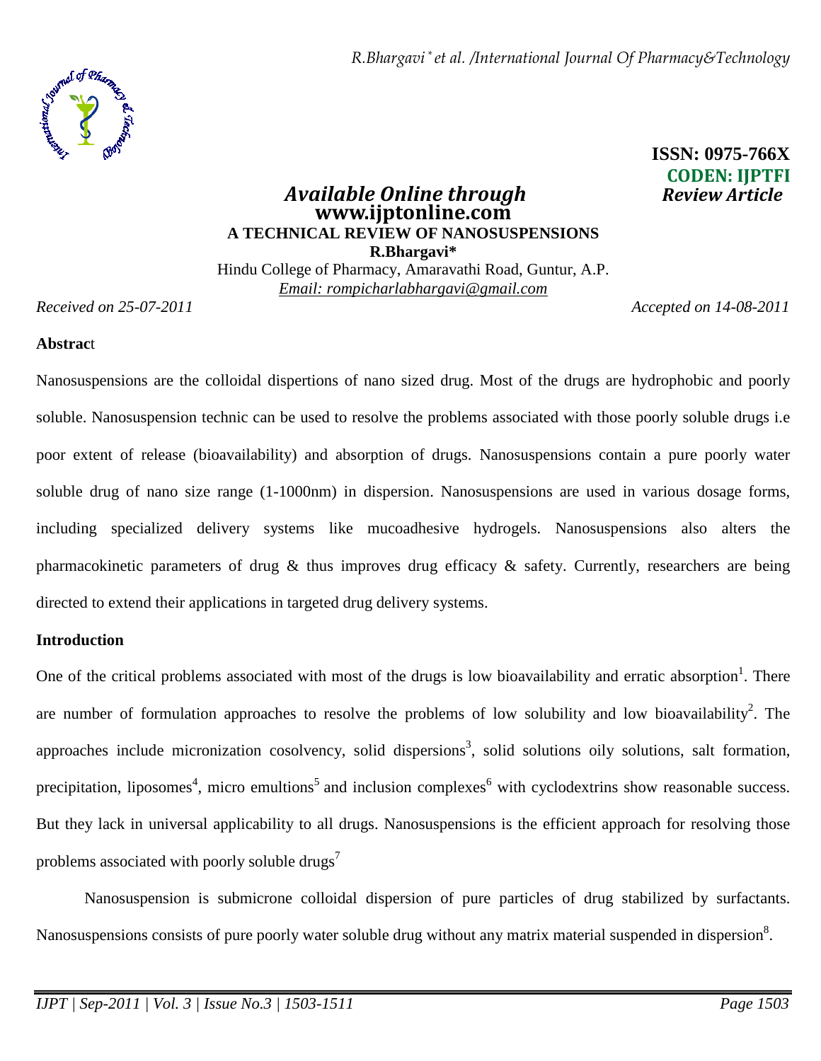ISSN: 0975-766X
CODEN: IJPTFI

*Available Online through* *Review Article*
**www.ijptonline.com**

# A TECHNICAL REVIEW OF NANOSUSPENSIONS

**R.Bhargavi***

Hindu College of Pharmacy, Amaravathi Road, Guntur, A.P.

*Email: rompicharlabhargavi@gmail.com*

*Received on 25-07-2011* *Accepted on 14-08-2011*

## Abstract

Nanosuspensions are the colloidal dispertions of nano sized drug. Most of the drugs are hydrophobic and poorly soluble. Nanosuspension technic can be used to resolve the problems associated with those poorly soluble drugs i.e poor extent of release (bioavailability) and absorption of drugs. Nanosuspensions contain a pure poorly water soluble drug of nano size range (1-1000nm) in dispersion. Nanosuspensions are used in various dosage forms, including specialized delivery systems like mucoadhesive hydrogels. Nanosuspensions also alters the pharmacokinetic parameters of drug & thus improves drug efficacy & safety. Currently, researchers are being directed to extend their applications in targeted drug delivery systems.

## Introduction

One of the critical problems associated with most of the drugs is low bioavailability and erratic absorption[1]. There are number of formulation approaches to resolve the problems of low solubility and low bioavailability[2]. The approaches include micronization cosolvency, solid dispersions[3], solid solutions oily solutions, salt formation, precipitation, liposomes[4], micro emultions[5] and inclusion complexes[6] with cyclodextrins show reasonable success. But they lack in universal applicability to all drugs. Nanosuspensions is the efficient approach for resolving those problems associated with poorly soluble drugs[7]

Nanosuspension is submicrone colloidal dispersion of pure particles of drug stabilized by surfactants. Nanosuspensions consists of pure poorly water soluble drug without any matrix material suspended in dispersion[8].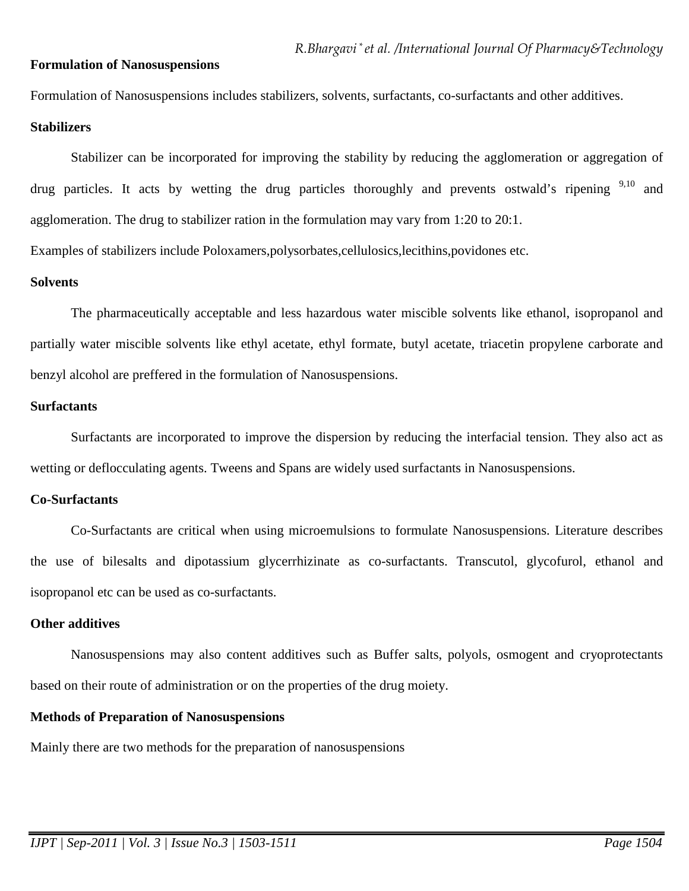## Formulation of Nanosuspensions

Formulation of Nanosuspensions includes stabilizers, solvents, surfactants, co-surfactants and other additives.

### Stabilizers

Stabilizer can be incorporated for improving the stability by reducing the agglomeration or aggregation of drug particles. It acts by wetting the drug particles thoroughly and prevents ostwald's ripening [9,10] and agglomeration. The drug to stabilizer ration in the formulation may vary from 1:20 to 20:1.

Examples of stabilizers include Poloxamers,polysorbates,cellulosics,lecithins,povidones etc.

### Solvents

The pharmaceutically acceptable and less hazardous water miscible solvents like ethanol, isopropanol and partially water miscible solvents like ethyl acetate, ethyl formate, butyl acetate, triacetin propylene carborate and benzyl alcohol are preffered in the formulation of Nanosuspensions.

### Surfactants

Surfactants are incorporated to improve the dispersion by reducing the interfacial tension. They also act as wetting or deflocculating agents. Tweens and Spans are widely used surfactants in Nanosuspensions.

### Co-Surfactants

Co-Surfactants are critical when using microemulsions to formulate Nanosuspensions. Literature describes the use of bilesalts and dipotassium glycerrhizinate as co-surfactants. Transcutol, glycofurol, ethanol and isopropanol etc can be used as co-surfactants.

### Other additives

Nanosuspensions may also content additives such as Buffer salts, polyols, osmogent and cryoprotectants based on their route of administration or on the properties of the drug moiety.

## Methods of Preparation of Nanosuspensions

Mainly there are two methods for the preparation of nanosuspensions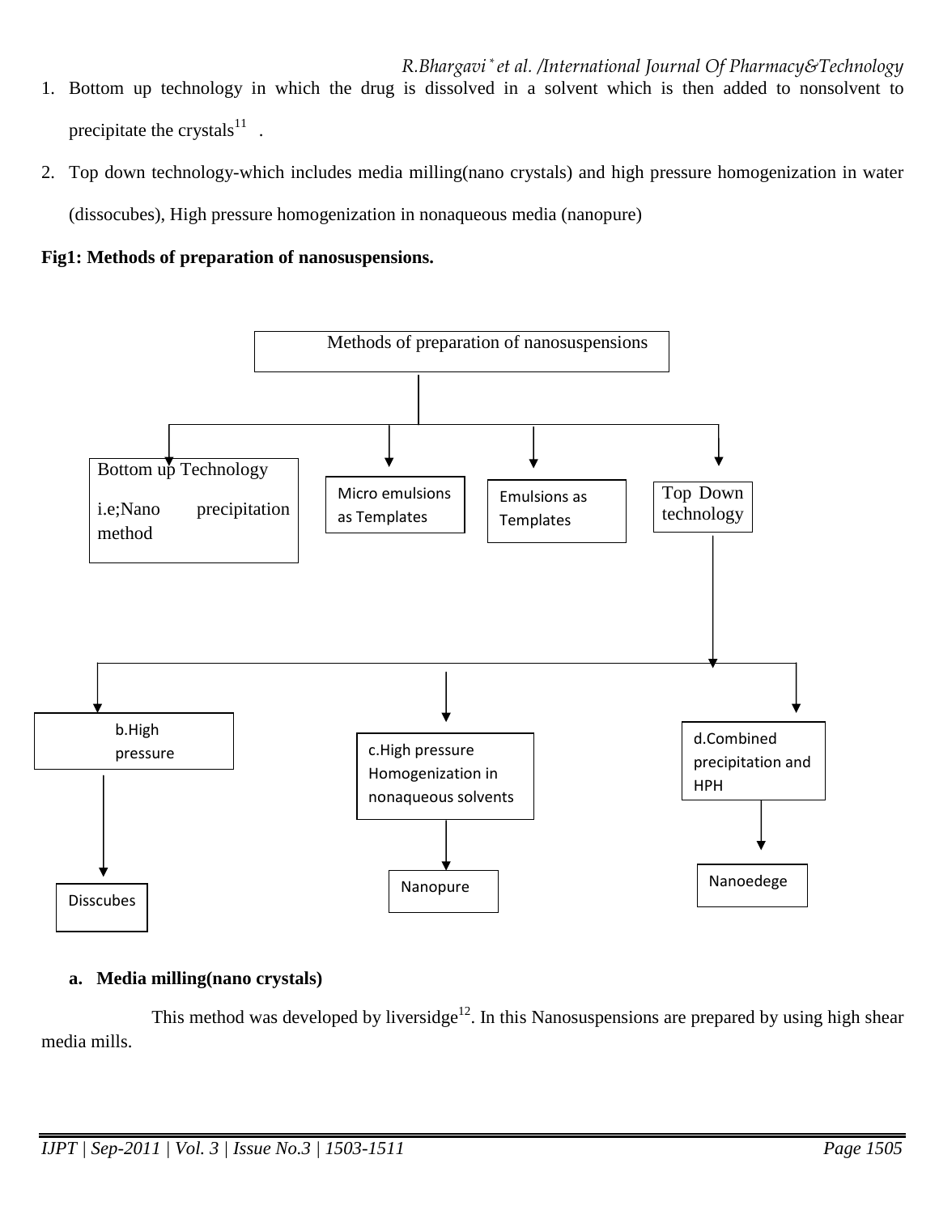1. Bottom up technology in which the drug is dissolved in a solvent which is then added to nonsolvent to precipitate the crystals[11] .
2. Top down technology-which includes media milling(nano crystals) and high pressure homogenization in water (dissocubes), High pressure homogenization in nonaqueous media (nanopure)

**Fig1: Methods of preparation of nanosuspensions.**

- Methods of preparation of nanosuspensions
  - Bottom up Technology i.e;Nano precipitation method
  - Micro emulsions as Templates
  - Emulsions as Templates
  - Top Down technology
    - b.High pressure
      - Disscubes
    - c.High pressure Homogenization in nonaqueous solvents
      - Nanopure
    - d.Combined precipitation and HPH
      - Nanoedege

**a. Media milling(nano crystals)**

This method was developed by liversidge[12]. In this Nanosuspensions are prepared by using high shear media mills.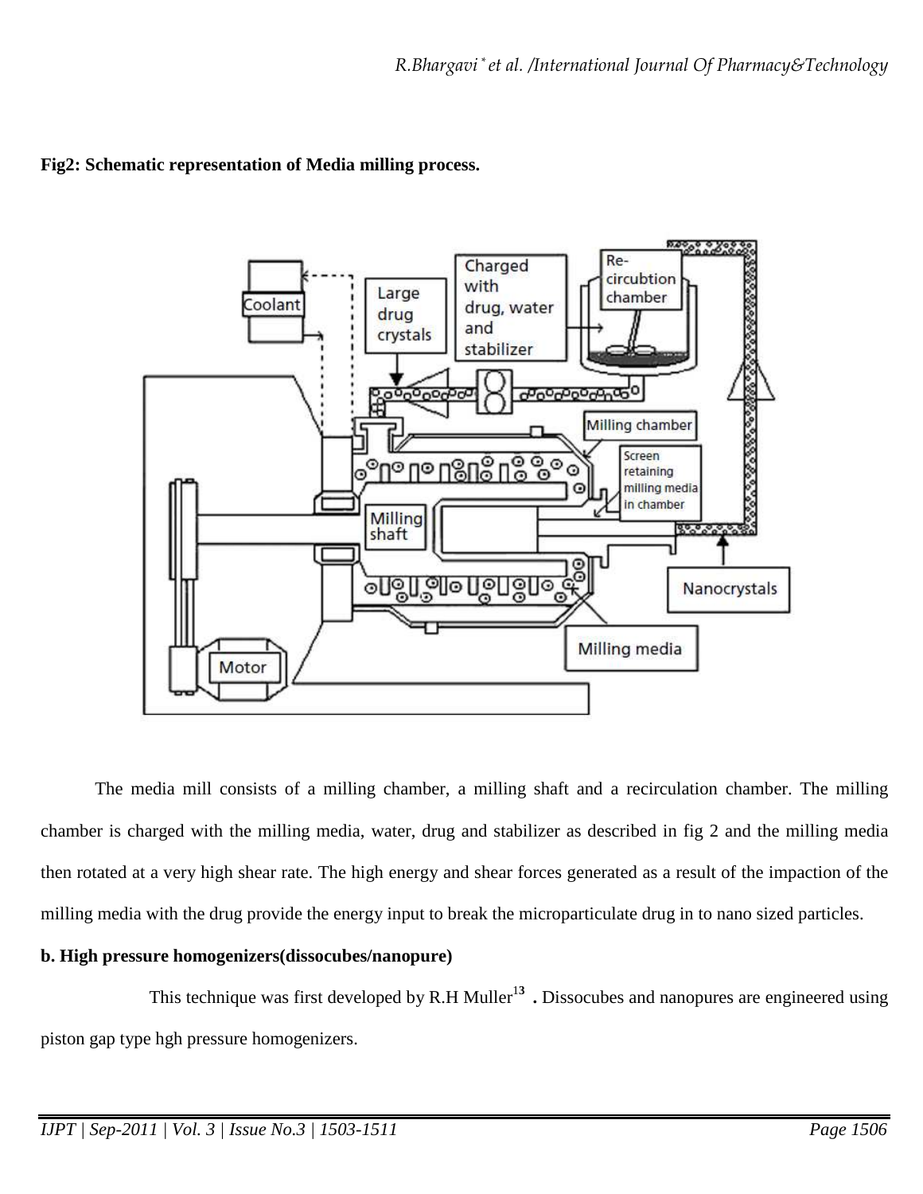**Fig2: Schematic representation of Media milling process.**

The media mill consists of a milling chamber, a milling shaft and a recirculation chamber. The milling chamber is charged with the milling media, water, drug and stabilizer as described in fig 2 and the milling media then rotated at a very high shear rate. The high energy and shear forces generated as a result of the impaction of the milling media with the drug provide the energy input to break the microparticulate drug in to nano sized particles.

**b. High pressure homogenizers(dissocubes/nanopure)**

This technique was first developed by R.H Muller[13] **.** Dissocubes and nanopures are engineered using piston gap type hgh pressure homogenizers.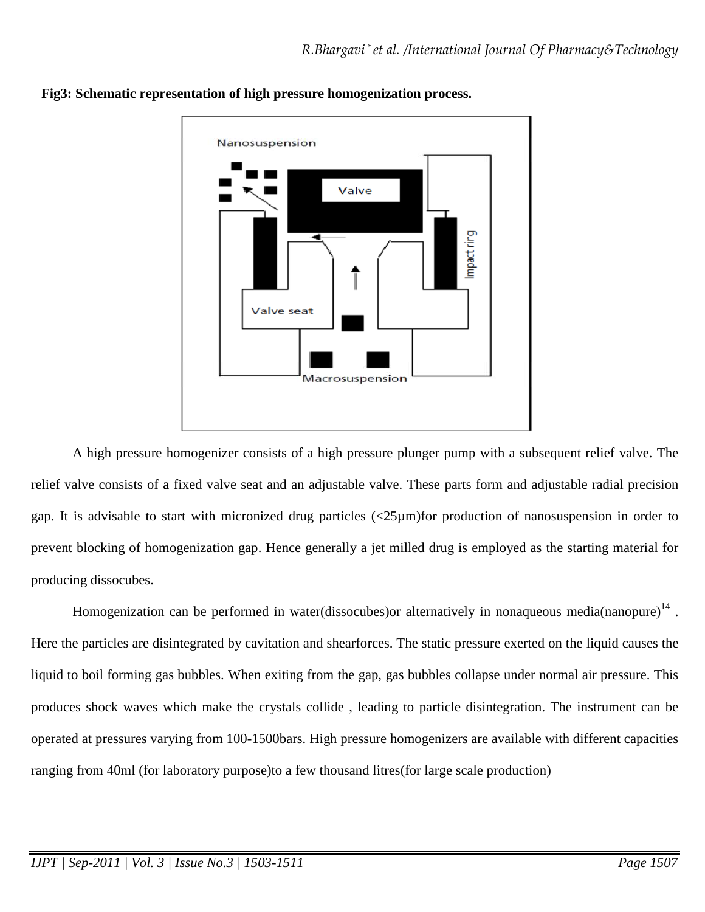**Fig3: Schematic representation of high pressure homogenization process.**

A high pressure homogenizer consists of a high pressure plunger pump with a subsequent relief valve. The relief valve consists of a fixed valve seat and an adjustable valve. These parts form and adjustable radial precision gap. It is advisable to start with micronized drug particles (<25µm)for production of nanosuspension in order to prevent blocking of homogenization gap. Hence generally a jet milled drug is employed as the starting material for producing dissocubes.

Homogenization can be performed in water(dissocubes)or alternatively in nonaqueous media(nanopure)[14] . Here the particles are disintegrated by cavitation and shearforces. The static pressure exerted on the liquid causes the liquid to boil forming gas bubbles. When exiting from the gap, gas bubbles collapse under normal air pressure. This produces shock waves which make the crystals collide , leading to particle disintegration. The instrument can be operated at pressures varying from 100-1500bars. High pressure homogenizers are available with different capacities ranging from 40ml (for laboratory purpose)to a few thousand litres(for large scale production)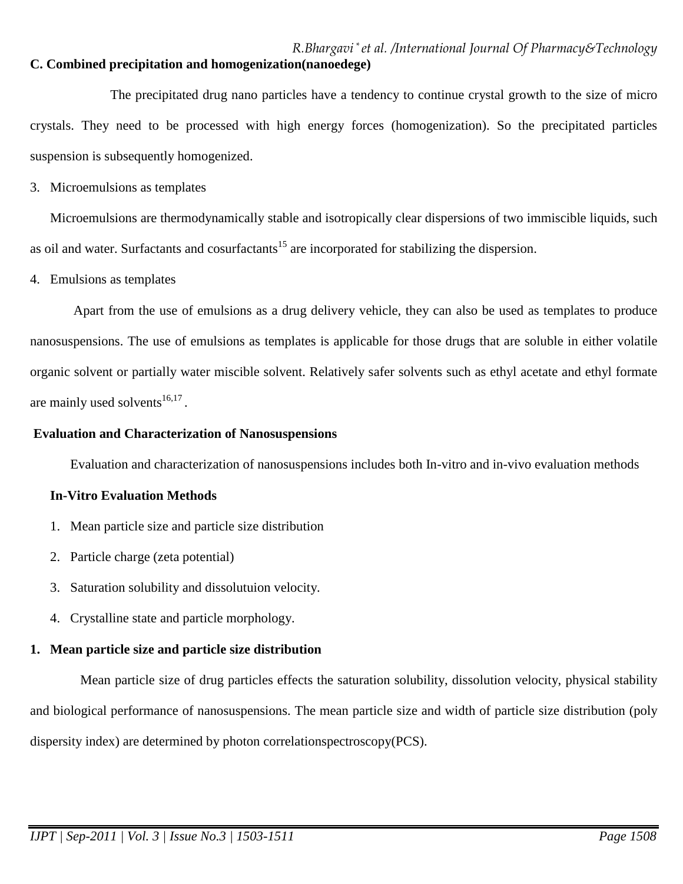**C. Combined precipitation and homogenization(nanoedege)**

The precipitated drug nano particles have a tendency to continue crystal growth to the size of micro crystals. They need to be processed with high energy forces (homogenization). So the precipitated particles suspension is subsequently homogenized.

3. Microemulsions as templates

Microemulsions are thermodynamically stable and isotropically clear dispersions of two immiscible liquids, such as oil and water. Surfactants and cosurfactants[15] are incorporated for stabilizing the dispersion.

4. Emulsions as templates

Apart from the use of emulsions as a drug delivery vehicle, they can also be used as templates to produce nanosuspensions. The use of emulsions as templates is applicable for those drugs that are soluble in either volatile organic solvent or partially water miscible solvent. Relatively safer solvents such as ethyl acetate and ethyl formate are mainly used solvents[16,17].

**Evaluation and Characterization of Nanosuspensions**

Evaluation and characterization of nanosuspensions includes both In-vitro and in-vivo evaluation methods

**In-Vitro Evaluation Methods**

1. Mean particle size and particle size distribution
2. Particle charge (zeta potential)
3. Saturation solubility and dissolutuion velocity.
4. Crystalline state and particle morphology.

**1. Mean particle size and particle size distribution**

Mean particle size of drug particles effects the saturation solubility, dissolution velocity, physical stability and biological performance of nanosuspensions. The mean particle size and width of particle size distribution (poly dispersity index) are determined by photon correlationspectroscopy(PCS).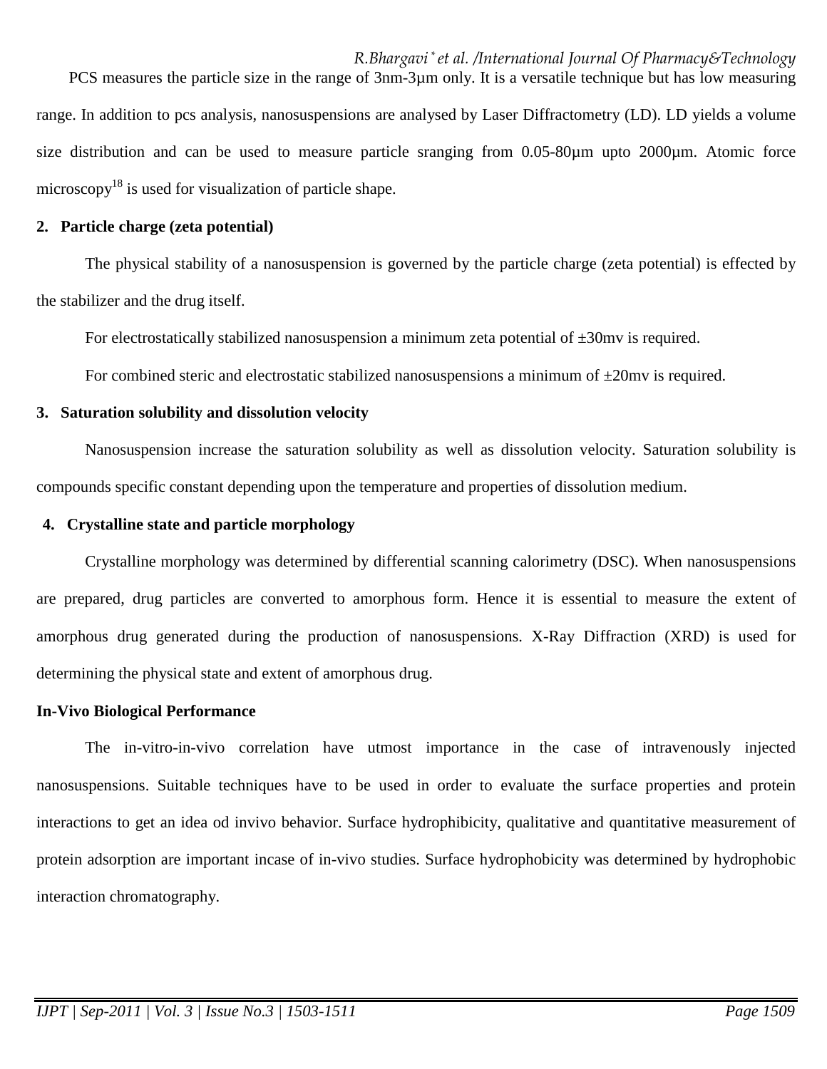PCS measures the particle size in the range of 3nm-3µm only. It is a versatile technique but has low measuring range. In addition to pcs analysis, nanosuspensions are analysed by Laser Diffractometry (LD). LD yields a volume size distribution and can be used to measure particle sranging from 0.05-80µm upto 2000µm. Atomic force microscopy[18] is used for visualization of particle shape.

**2. Particle charge (zeta potential)**

The physical stability of a nanosuspension is governed by the particle charge (zeta potential) is effected by the stabilizer and the drug itself.

For electrostatically stabilized nanosuspension a minimum zeta potential of ±30mv is required.

For combined steric and electrostatic stabilized nanosuspensions a minimum of ±20mv is required.

**3. Saturation solubility and dissolution velocity**

Nanosuspension increase the saturation solubility as well as dissolution velocity. Saturation solubility is compounds specific constant depending upon the temperature and properties of dissolution medium.

**4. Crystalline state and particle morphology**

Crystalline morphology was determined by differential scanning calorimetry (DSC). When nanosuspensions are prepared, drug particles are converted to amorphous form. Hence it is essential to measure the extent of amorphous drug generated during the production of nanosuspensions. X-Ray Diffraction (XRD) is used for determining the physical state and extent of amorphous drug.

**In-Vivo Biological Performance**

The in-vitro-in-vivo correlation have utmost importance in the case of intravenously injected nanosuspensions. Suitable techniques have to be used in order to evaluate the surface properties and protein interactions to get an idea od invivo behavior. Surface hydrophibicity, qualitative and quantitative measurement of protein adsorption are important incase of in-vivo studies. Surface hydrophobicity was determined by hydrophobic interaction chromatography.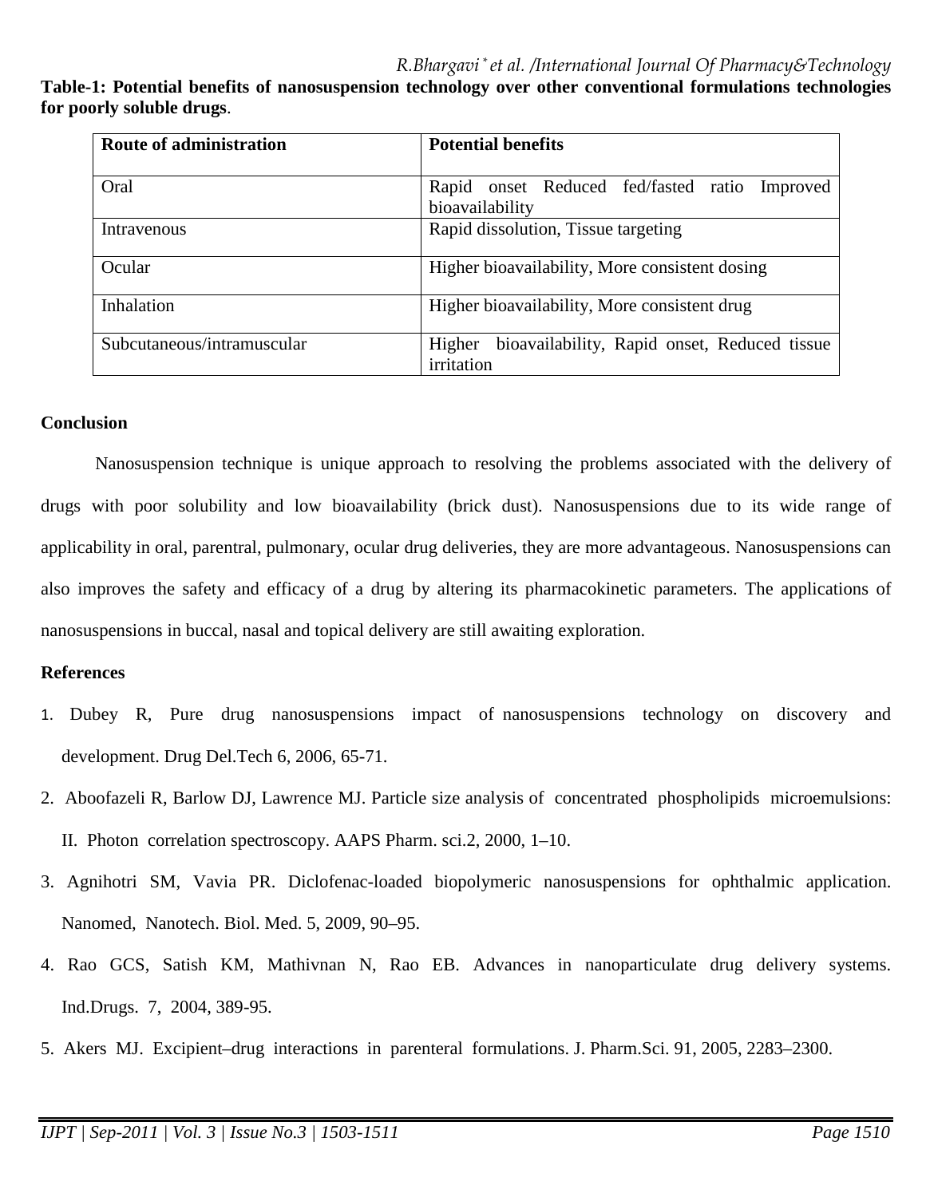**Table-1: Potential benefits of nanosuspension technology over other conventional formulations technologies for poorly soluble drugs**.

| Route of administration | Potential benefits |
|---|---|
| Oral | Rapid onset Reduced fed/fasted ratio Improved bioavailability |
| Intravenous | Rapid dissolution, Tissue targeting |
| Ocular | Higher bioavailability, More consistent dosing |
| Inhalation | Higher bioavailability, More consistent drug |
| Subcutaneous/intramuscular | Higher bioavailability, Rapid onset, Reduced tissue irritation |

## Conclusion

Nanosuspension technique is unique approach to resolving the problems associated with the delivery of drugs with poor solubility and low bioavailability (brick dust). Nanosuspensions due to its wide range of applicability in oral, parentral, pulmonary, ocular drug deliveries, they are more advantageous. Nanosuspensions can also improves the safety and efficacy of a drug by altering its pharmacokinetic parameters. The applications of nanosuspensions in buccal, nasal and topical delivery are still awaiting exploration.

## References

1. Dubey R, Pure drug nanosuspensions impact of nanosuspensions technology on discovery and development. Drug Del.Tech 6, 2006, 65-71.
2. Aboofazeli R, Barlow DJ, Lawrence MJ. Particle size analysis of concentrated phospholipids microemulsions: II. Photon correlation spectroscopy. AAPS Pharm. sci.2, 2000, 1–10.
3. Agnihotri SM, Vavia PR. Diclofenac-loaded biopolymeric nanosuspensions for ophthalmic application. Nanomed, Nanotech. Biol. Med. 5, 2009, 90–95.
4. Rao GCS, Satish KM, Mathivnan N, Rao EB. Advances in nanoparticulate drug delivery systems. Ind.Drugs. 7, 2004, 389-95.
5. Akers MJ. Excipient–drug interactions in parenteral formulations. J. Pharm.Sci. 91, 2005, 2283–2300.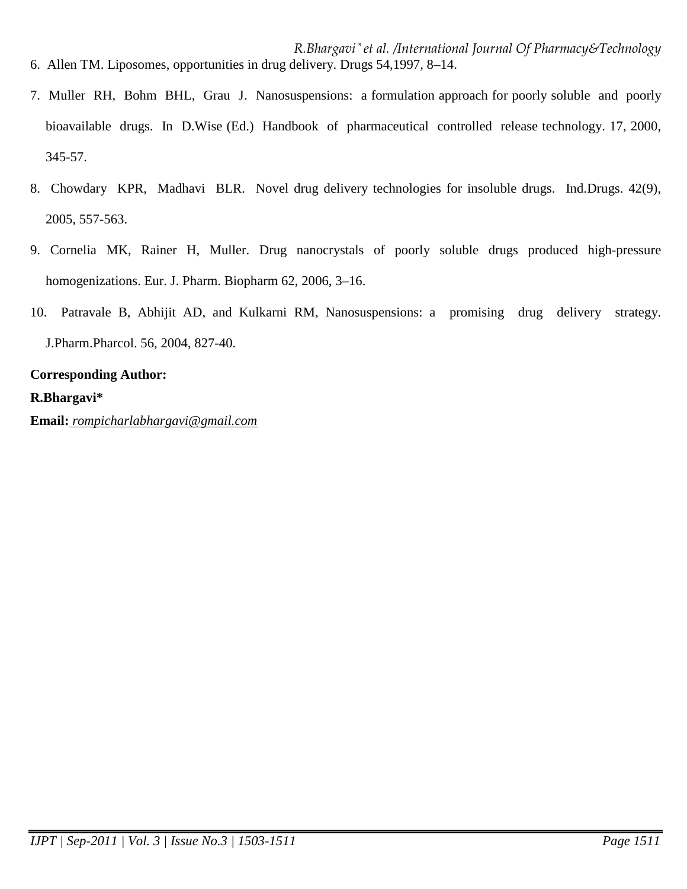6. Allen TM. Liposomes, opportunities in drug delivery. Drugs 54,1997, 8–14.

7. Muller RH, Bohm BHL, Grau J. Nanosuspensions: a formulation approach for poorly soluble and poorly bioavailable drugs. In D.Wise (Ed.) Handbook of pharmaceutical controlled release technology. 17, 2000, 345-57.

8. Chowdary KPR, Madhavi BLR. Novel drug delivery technologies for insoluble drugs. Ind.Drugs. 42(9), 2005, 557-563.

9. Cornelia MK, Rainer H, Muller. Drug nanocrystals of poorly soluble drugs produced high-pressure homogenizations. Eur. J. Pharm. Biopharm 62, 2006, 3–16.

10. Patravale B, Abhijit AD, and Kulkarni RM, Nanosuspensions: a promising drug delivery strategy. J.Pharm.Pharcol. 56, 2004, 827-40.

**Corresponding Author:**

**R.Bhargavi***

**Email:** *rompicharlabhargavi@gmail.com*